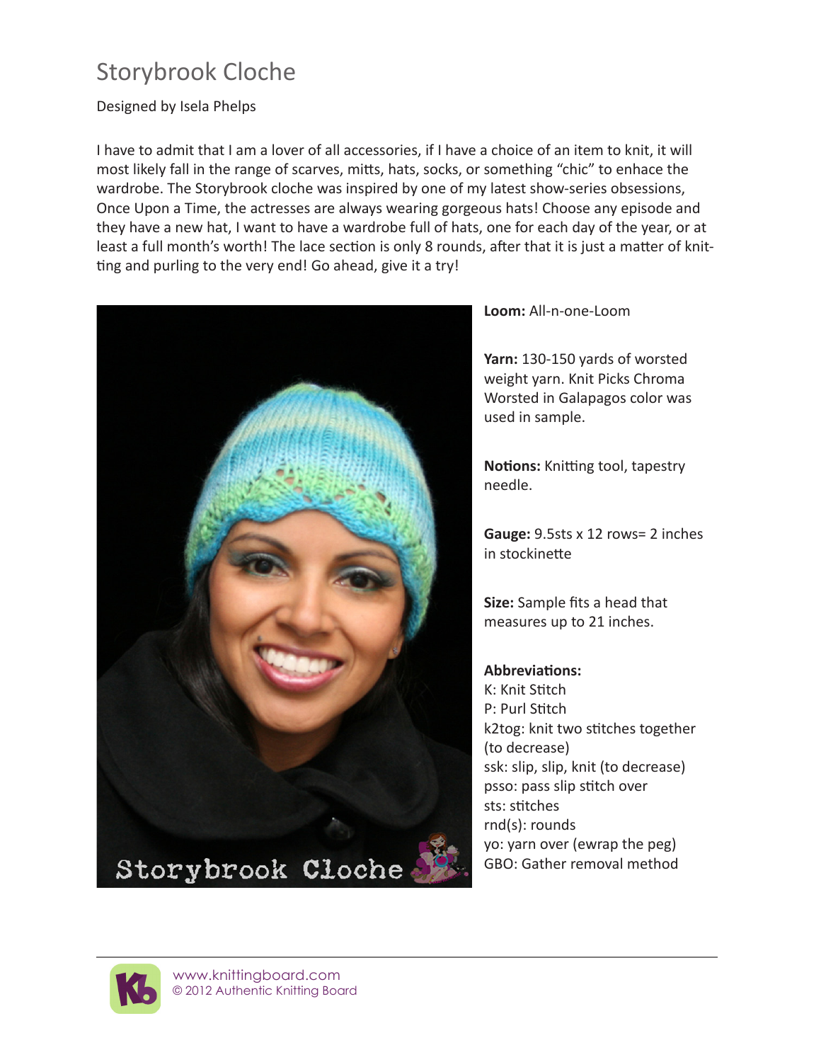# Storybrook Cloche

Designed by Isela Phelps

I have to admit that I am a lover of all accessories, if I have a choice of an item to knit, it will most likely fall in the range of scarves, mitts, hats, socks, or something "chic" to enhace the wardrobe. The Storybrook cloche was inspired by one of my latest show-series obsessions, Once Upon a Time, the actresses are always wearing gorgeous hats! Choose any episode and they have a new hat, I want to have a wardrobe full of hats, one for each day of the year, or at least a full month's worth! The lace section is only 8 rounds, after that it is just a matter of knitting and purling to the very end! Go ahead, give it a try!

**Loom:** All-n-one-Loom

**Yarn:** 130-150 yards of worsted weight yarn. Knit Picks Chroma Worsted in Galapagos color was used in sample.

**Notions:** Knitting tool, tapestry needle.

**Gauge:** 9.5sts x 12 rows= 2 inches in stockinette

**Size:** Sample fits a head that measures up to 21 inches.

**Abbreviations:**
K: Knit Stitch
P: Purl Stitch
k2tog: knit two stitches together (to decrease)
ssk: slip, slip, knit (to decrease)
psso: pass slip stitch over
sts: stitches
rnd(s): rounds
yo: yarn over (ewrap the peg)
GBO: Gather removal method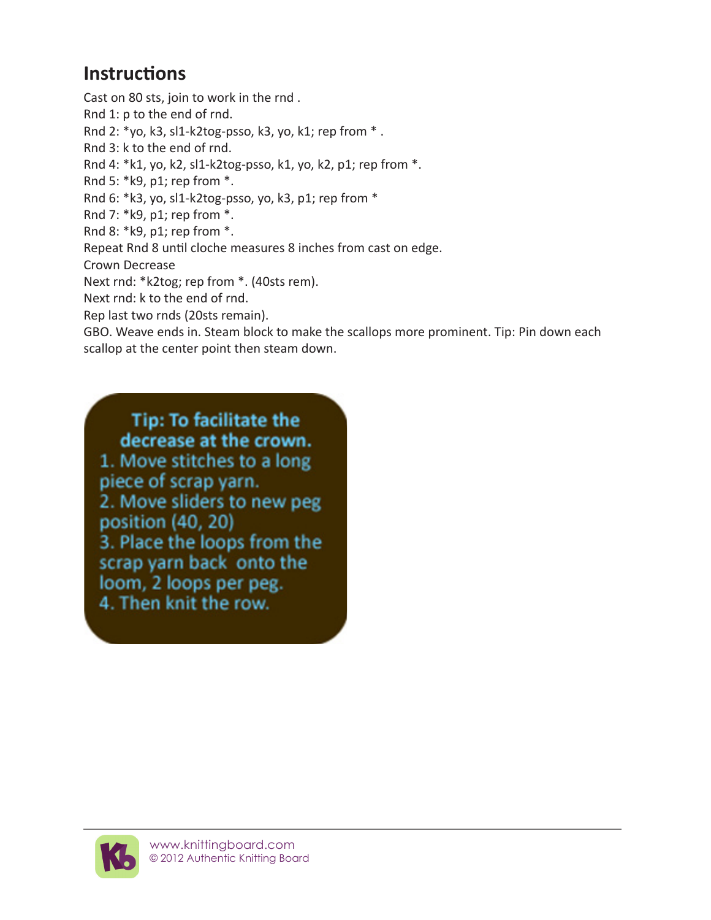## Instructions

Cast on 80 sts, join to work in the rnd .
Rnd 1: p to the end of rnd.
Rnd 2: *yo, k3, sl1-k2tog-psso, k3, yo, k1; rep from * .
Rnd 3: k to the end of rnd.
Rnd 4: *k1, yo, k2, sl1-k2tog-psso, k1, yo, k2, p1; rep from *.
Rnd 5: *k9, p1; rep from *.
Rnd 6: *k3, yo, sl1-k2tog-psso, yo, k3, p1; rep from *
Rnd 7: *k9, p1; rep from *.
Rnd 8: *k9, p1; rep from *.
Repeat Rnd 8 until cloche measures 8 inches from cast on edge.
Crown Decrease
Next rnd: *k2tog; rep from *. (40sts rem).
Next rnd: k to the end of rnd.
Rep last two rnds (20sts remain).
GBO. Weave ends in. Steam block to make the scallops more prominent. Tip: Pin down each scallop at the center point then steam down.

**Tip: To facilitate the decrease at the crown.**
1. Move stitches to a long piece of scrap yarn.
2. Move sliders to new peg position (40, 20)
3. Place the loops from the scrap yarn back onto the loom, 2 loops per peg.
4. Then knit the row.

www.knittingboard.com
© 2012 Authentic Knitting Board